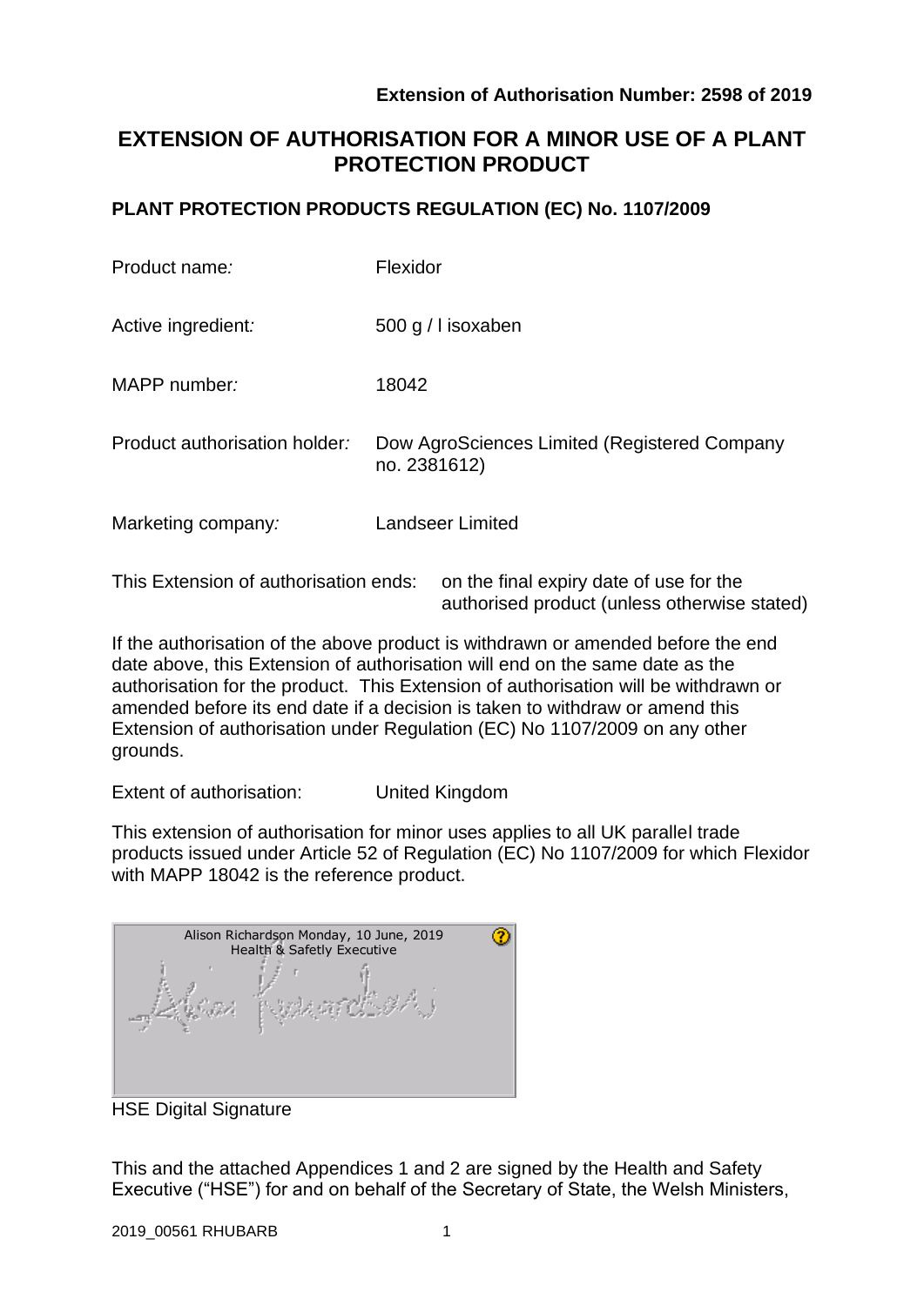**Extension of Authorisation Number: 2598 of 2019**

# EXTENSION OF AUTHORISATION FOR A MINOR USE OF A PLANT PROTECTION PRODUCT

## PLANT PROTECTION PRODUCTS REGULATION (EC) No. 1107/2009

| | |
|---|---|
| Product name*:* | Flexidor |
| Active ingredient*:* | 500 g / l isoxaben |
| MAPP number*:* | 18042 |
| Product authorisation holder*:* | Dow AgroSciences Limited (Registered Company no. 2381612) |
| Marketing company*:* | Landseer Limited |

This Extension of authorisation ends: on the final expiry date of use for the authorised product (unless otherwise stated)

If the authorisation of the above product is withdrawn or amended before the end date above, this Extension of authorisation will end on the same date as the authorisation for the product. This Extension of authorisation will be withdrawn or amended before its end date if a decision is taken to withdraw or amend this Extension of authorisation under Regulation (EC) No 1107/2009 on any other grounds.

Extent of authorisation: United Kingdom

This extension of authorisation for minor uses applies to all UK parallel trade products issued under Article 52 of Regulation (EC) No 1107/2009 for which Flexidor with MAPP 18042 is the reference product.

Alison Richardson Monday, 10 June, 2019
Health & Safetly Executive

HSE Digital Signature

This and the attached Appendices 1 and 2 are signed by the Health and Safety Executive ("HSE") for and on behalf of the Secretary of State, the Welsh Ministers,

2019_00561 RHUBARB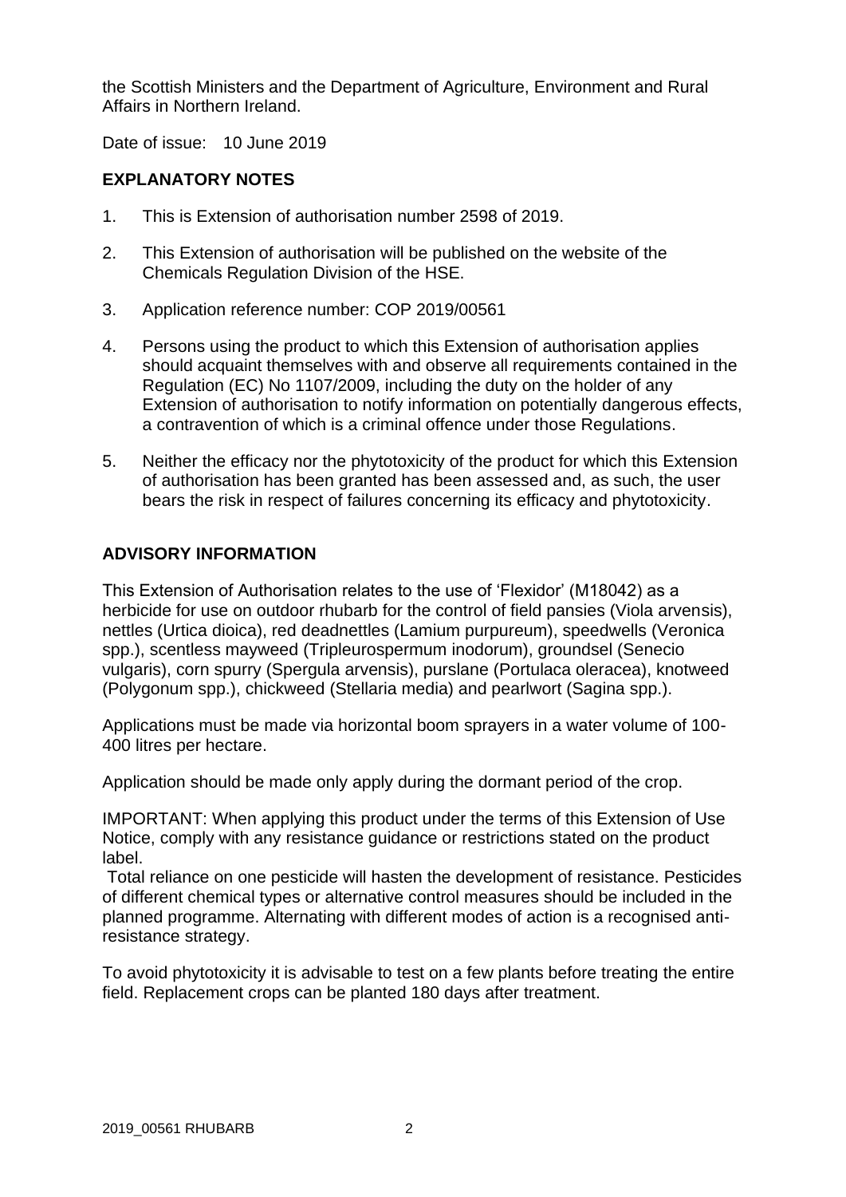the Scottish Ministers and the Department of Agriculture, Environment and Rural Affairs in Northern Ireland.

Date of issue: 10 June 2019

## EXPLANATORY NOTES

1. This is Extension of authorisation number 2598 of 2019.

2. This Extension of authorisation will be published on the website of the Chemicals Regulation Division of the HSE.

3. Application reference number: COP 2019/00561

4. Persons using the product to which this Extension of authorisation applies should acquaint themselves with and observe all requirements contained in the Regulation (EC) No 1107/2009, including the duty on the holder of any Extension of authorisation to notify information on potentially dangerous effects, a contravention of which is a criminal offence under those Regulations.

5. Neither the efficacy nor the phytotoxicity of the product for which this Extension of authorisation has been granted has been assessed and, as such, the user bears the risk in respect of failures concerning its efficacy and phytotoxicity.

## ADVISORY INFORMATION

This Extension of Authorisation relates to the use of 'Flexidor' (M18042) as a herbicide for use on outdoor rhubarb for the control of field pansies (Viola arvensis), nettles (Urtica dioica), red deadnettles (Lamium purpureum), speedwells (Veronica spp.), scentless mayweed (Tripleurospermum inodorum), groundsel (Senecio vulgaris), corn spurry (Spergula arvensis), purslane (Portulaca oleracea), knotweed (Polygonum spp.), chickweed (Stellaria media) and pearlwort (Sagina spp.).

Applications must be made via horizontal boom sprayers in a water volume of 100-400 litres per hectare.

Application should be made only apply during the dormant period of the crop.

IMPORTANT: When applying this product under the terms of this Extension of Use Notice, comply with any resistance guidance or restrictions stated on the product label.

Total reliance on one pesticide will hasten the development of resistance. Pesticides of different chemical types or alternative control measures should be included in the planned programme. Alternating with different modes of action is a recognised anti-resistance strategy.

To avoid phytotoxicity it is advisable to test on a few plants before treating the entire field. Replacement crops can be planted 180 days after treatment.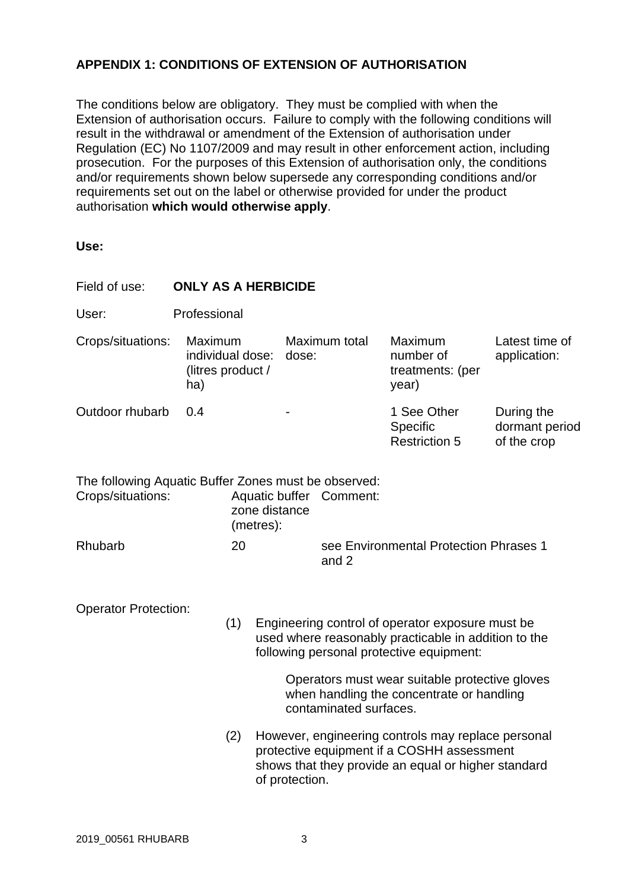## APPENDIX 1: CONDITIONS OF EXTENSION OF AUTHORISATION

The conditions below are obligatory. They must be complied with when the Extension of authorisation occurs. Failure to comply with the following conditions will result in the withdrawal or amendment of the Extension of authorisation under Regulation (EC) No 1107/2009 and may result in other enforcement action, including prosecution. For the purposes of this Extension of authorisation only, the conditions and/or requirements shown below supersede any corresponding conditions and/or requirements set out on the label or otherwise provided for under the product authorisation **which would otherwise apply**.

**Use:**

Field of use: **ONLY AS A HERBICIDE**

User: Professional

| Crops/situations: | Maximum individual dose: (litres product / ha) | Maximum total dose: | Maximum number of treatments: (per year) | Latest time of application: |
|---|---|---|---|---|
| Outdoor rhubarb | 0.4 | - | 1 See Other Specific Restriction 5 | During the dormant period of the crop |

The following Aquatic Buffer Zones must be observed:

| Crops/situations: | Aquatic buffer zone distance (metres): | Comment: |
|---|---|---|
| Rhubarb | 20 | see Environmental Protection Phrases 1 and 2 |

Operator Protection:

(1) Engineering control of operator exposure must be used where reasonably practicable in addition to the following personal protective equipment:

Operators must wear suitable protective gloves when handling the concentrate or handling contaminated surfaces.

(2) However, engineering controls may replace personal protective equipment if a COSHH assessment shows that they provide an equal or higher standard of protection.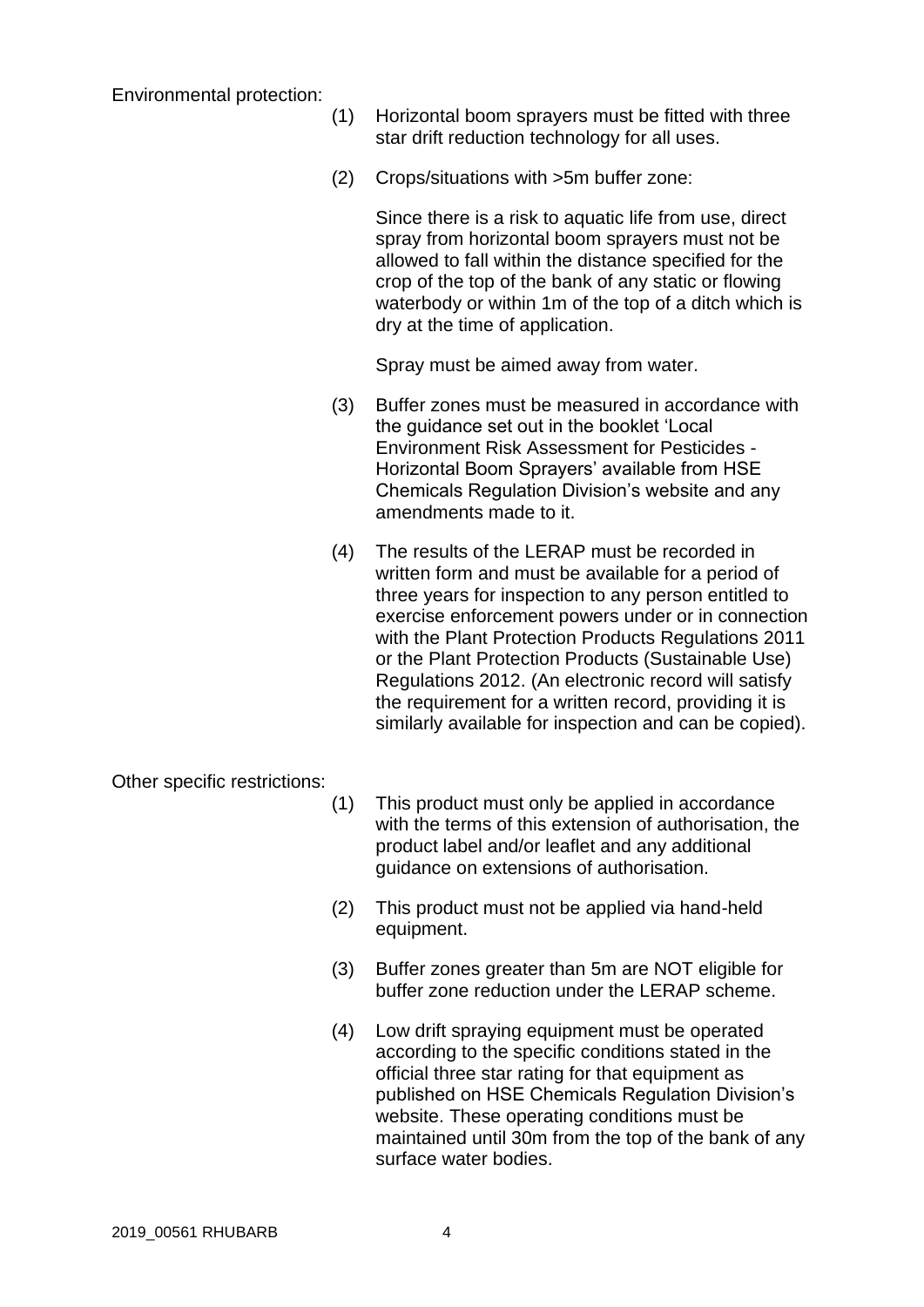Environmental protection:

(1) Horizontal boom sprayers must be fitted with three star drift reduction technology for all uses.

(2) Crops/situations with >5m buffer zone:

Since there is a risk to aquatic life from use, direct spray from horizontal boom sprayers must not be allowed to fall within the distance specified for the crop of the top of the bank of any static or flowing waterbody or within 1m of the top of a ditch which is dry at the time of application.

Spray must be aimed away from water.

(3) Buffer zones must be measured in accordance with the guidance set out in the booklet 'Local Environment Risk Assessment for Pesticides - Horizontal Boom Sprayers' available from HSE Chemicals Regulation Division's website and any amendments made to it.

(4) The results of the LERAP must be recorded in written form and must be available for a period of three years for inspection to any person entitled to exercise enforcement powers under or in connection with the Plant Protection Products Regulations 2011 or the Plant Protection Products (Sustainable Use) Regulations 2012. (An electronic record will satisfy the requirement for a written record, providing it is similarly available for inspection and can be copied).

Other specific restrictions:

(1) This product must only be applied in accordance with the terms of this extension of authorisation, the product label and/or leaflet and any additional guidance on extensions of authorisation.

(2) This product must not be applied via hand-held equipment.

(3) Buffer zones greater than 5m are NOT eligible for buffer zone reduction under the LERAP scheme.

(4) Low drift spraying equipment must be operated according to the specific conditions stated in the official three star rating for that equipment as published on HSE Chemicals Regulation Division's website. These operating conditions must be maintained until 30m from the top of the bank of any surface water bodies.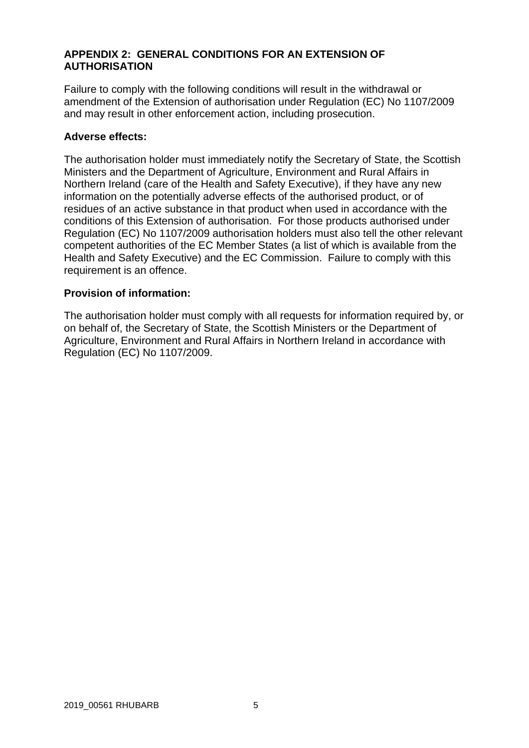## APPENDIX 2: GENERAL CONDITIONS FOR AN EXTENSION OF AUTHORISATION

Failure to comply with the following conditions will result in the withdrawal or amendment of the Extension of authorisation under Regulation (EC) No 1107/2009 and may result in other enforcement action, including prosecution.

**Adverse effects:**

The authorisation holder must immediately notify the Secretary of State, the Scottish Ministers and the Department of Agriculture, Environment and Rural Affairs in Northern Ireland (care of the Health and Safety Executive), if they have any new information on the potentially adverse effects of the authorised product, or of residues of an active substance in that product when used in accordance with the conditions of this Extension of authorisation. For those products authorised under Regulation (EC) No 1107/2009 authorisation holders must also tell the other relevant competent authorities of the EC Member States (a list of which is available from the Health and Safety Executive) and the EC Commission. Failure to comply with this requirement is an offence.

**Provision of information:**

The authorisation holder must comply with all requests for information required by, or on behalf of, the Secretary of State, the Scottish Ministers or the Department of Agriculture, Environment and Rural Affairs in Northern Ireland in accordance with Regulation (EC) No 1107/2009.